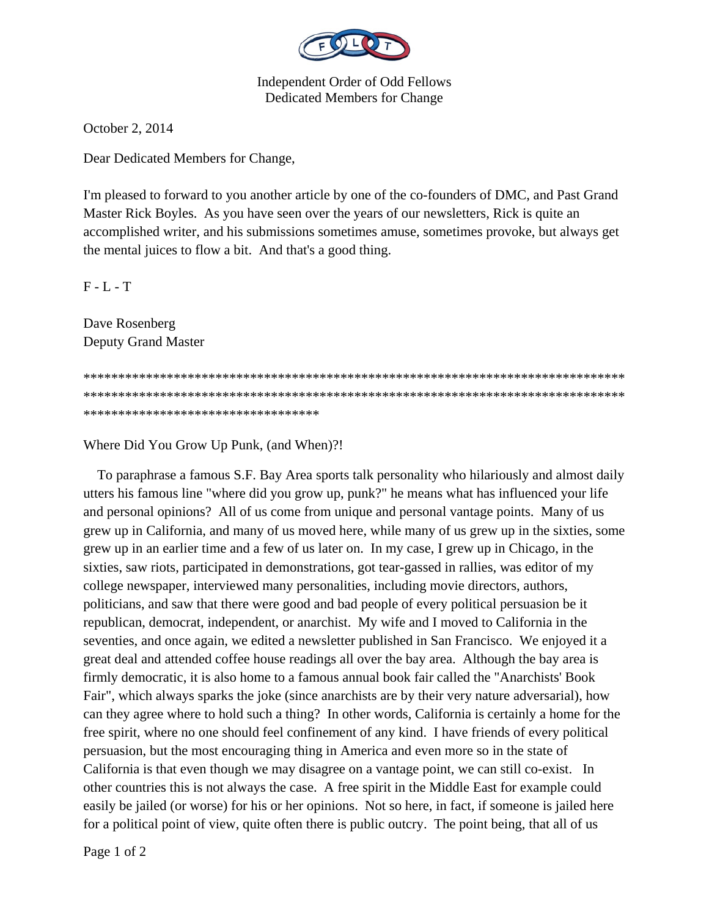Independent Order of Odd Fellows
Dedicated Members for Change

October 2, 2014

Dear Dedicated Members for Change,

I'm pleased to forward to you another article by one of the co-founders of DMC, and Past Grand Master Rick Boyles. As you have seen over the years of our newsletters, Rick is quite an accomplished writer, and his submissions sometimes amuse, sometimes provoke, but always get the mental juices to flow a bit. And that's a good thing.

F - L - T

Dave Rosenberg
Deputy Grand Master

********************************************************************************
********************************************************************************
**********************************

Where Did You Grow Up Punk, (and When)?!

To paraphrase a famous S.F. Bay Area sports talk personality who hilariously and almost daily utters his famous line "where did you grow up, punk?" he means what has influenced your life and personal opinions? All of us come from unique and personal vantage points. Many of us grew up in California, and many of us moved here, while many of us grew up in the sixties, some grew up in an earlier time and a few of us later on. In my case, I grew up in Chicago, in the sixties, saw riots, participated in demonstrations, got tear-gassed in rallies, was editor of my college newspaper, interviewed many personalities, including movie directors, authors, politicians, and saw that there were good and bad people of every political persuasion be it republican, democrat, independent, or anarchist. My wife and I moved to California in the seventies, and once again, we edited a newsletter published in San Francisco. We enjoyed it a great deal and attended coffee house readings all over the bay area. Although the bay area is firmly democratic, it is also home to a famous annual book fair called the "Anarchists' Book Fair", which always sparks the joke (since anarchists are by their very nature adversarial), how can they agree where to hold such a thing? In other words, California is certainly a home for the free spirit, where no one should feel confinement of any kind. I have friends of every political persuasion, but the most encouraging thing in America and even more so in the state of California is that even though we may disagree on a vantage point, we can still co-exist. In other countries this is not always the case. A free spirit in the Middle East for example could easily be jailed (or worse) for his or her opinions. Not so here, in fact, if someone is jailed here for a political point of view, quite often there is public outcry. The point being, that all of us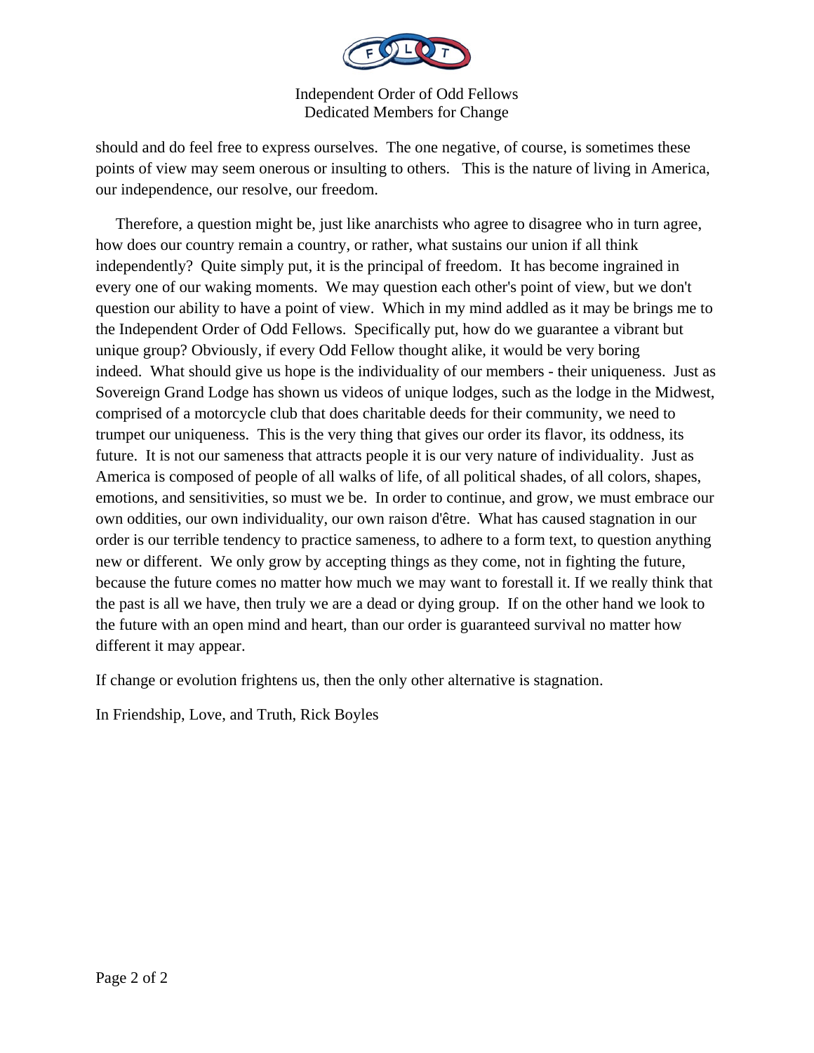should and do feel free to express ourselves. The one negative, of course, is sometimes these points of view may seem onerous or insulting to others. This is the nature of living in America, our independence, our resolve, our freedom.

Therefore, a question might be, just like anarchists who agree to disagree who in turn agree, how does our country remain a country, or rather, what sustains our union if all think independently? Quite simply put, it is the principal of freedom. It has become ingrained in every one of our waking moments. We may question each other's point of view, but we don't question our ability to have a point of view. Which in my mind addled as it may be brings me to the Independent Order of Odd Fellows. Specifically put, how do we guarantee a vibrant but unique group? Obviously, if every Odd Fellow thought alike, it would be very boring indeed. What should give us hope is the individuality of our members - their uniqueness. Just as Sovereign Grand Lodge has shown us videos of unique lodges, such as the lodge in the Midwest, comprised of a motorcycle club that does charitable deeds for their community, we need to trumpet our uniqueness. This is the very thing that gives our order its flavor, its oddness, its future. It is not our sameness that attracts people it is our very nature of individuality. Just as America is composed of people of all walks of life, of all political shades, of all colors, shapes, emotions, and sensitivities, so must we be. In order to continue, and grow, we must embrace our own oddities, our own individuality, our own raison d'être. What has caused stagnation in our order is our terrible tendency to practice sameness, to adhere to a form text, to question anything new or different. We only grow by accepting things as they come, not in fighting the future, because the future comes no matter how much we may want to forestall it. If we really think that the past is all we have, then truly we are a dead or dying group. If on the other hand we look to the future with an open mind and heart, than our order is guaranteed survival no matter how different it may appear.

If change or evolution frightens us, then the only other alternative is stagnation.

In Friendship, Love, and Truth, Rick Boyles